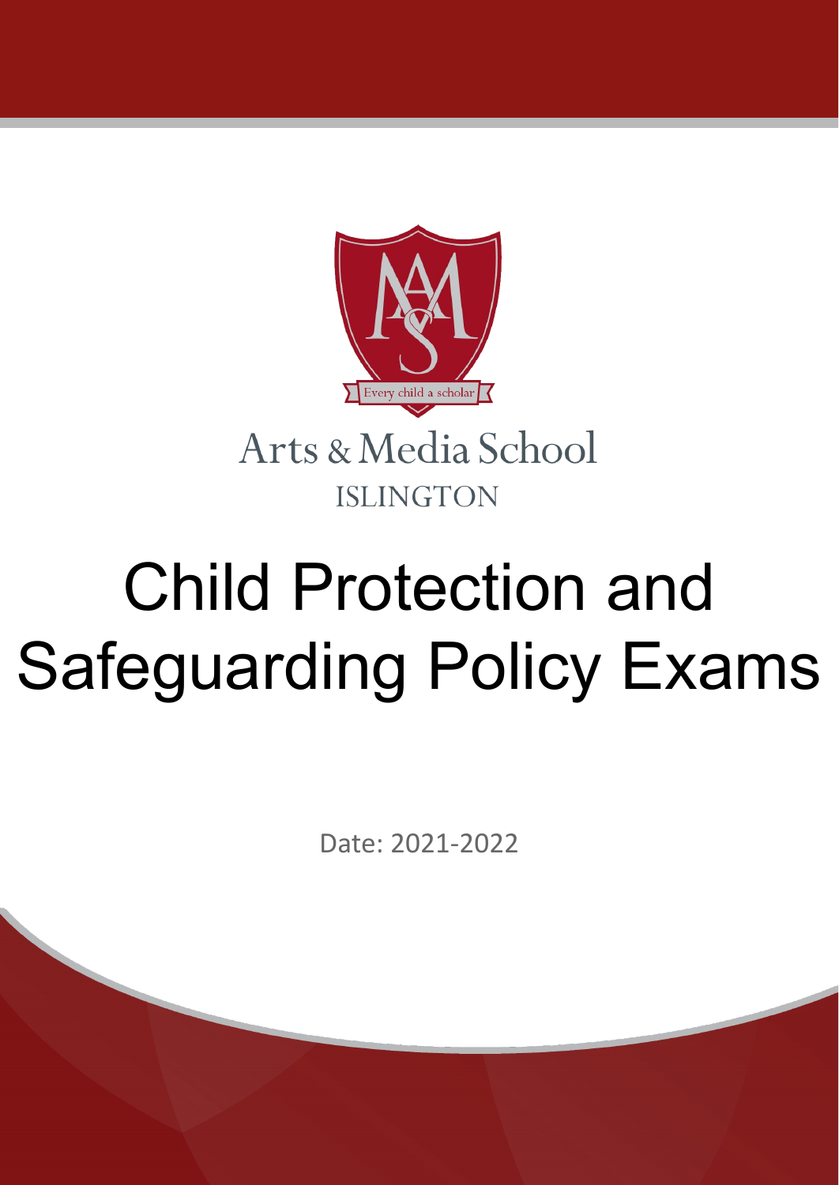Every child a scholar

Arts & Media School

ISLINGTON

# Child Protection and Safeguarding Policy Exams

Date: 2021-2022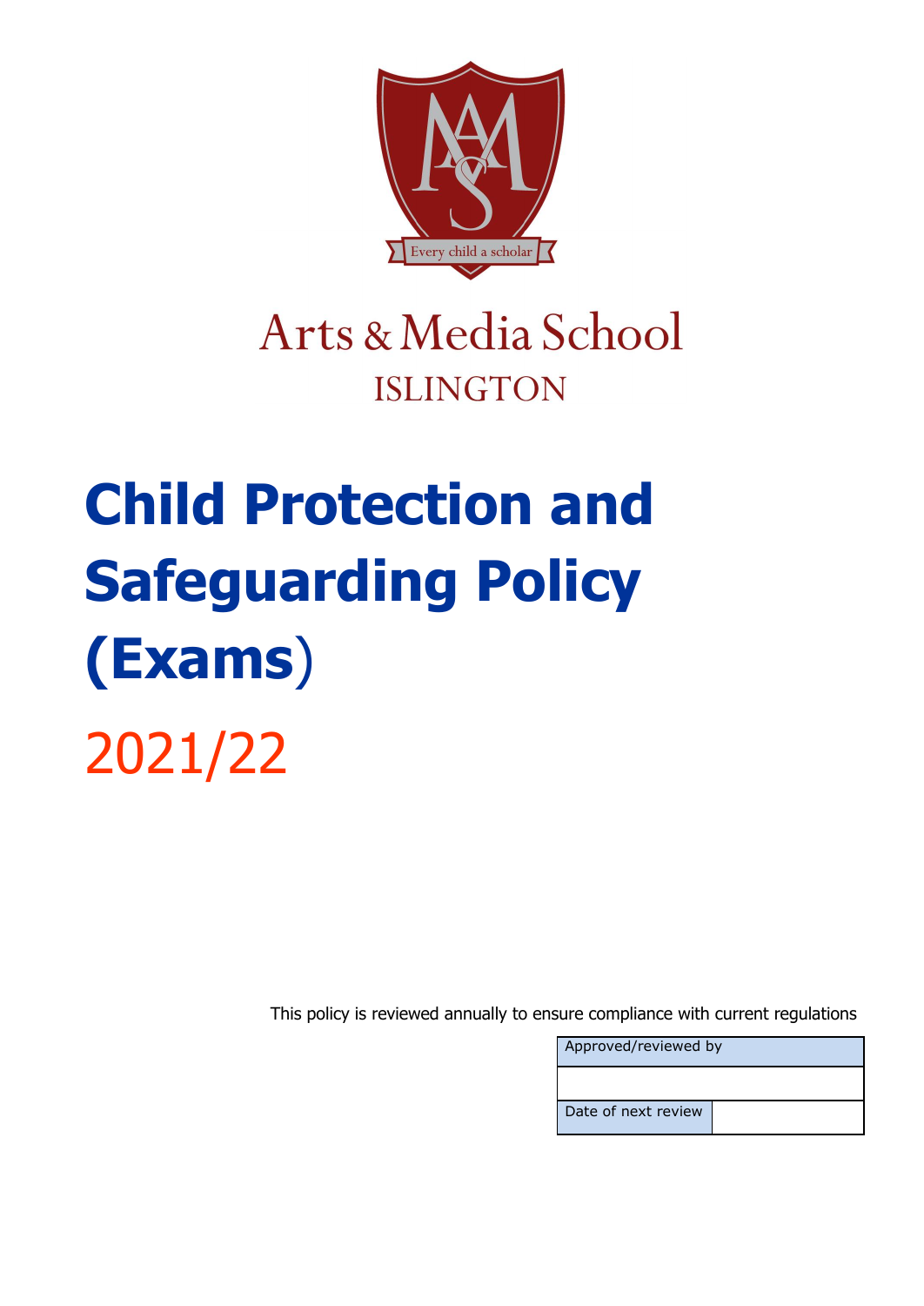Arts & Media School

ISLINGTON

# Child Protection and Safeguarding Policy (Exams)

2021/22

This policy is reviewed annually to ensure compliance with current regulations

| Approved/reviewed by | |
|---|---|
| | |
| Date of next review | |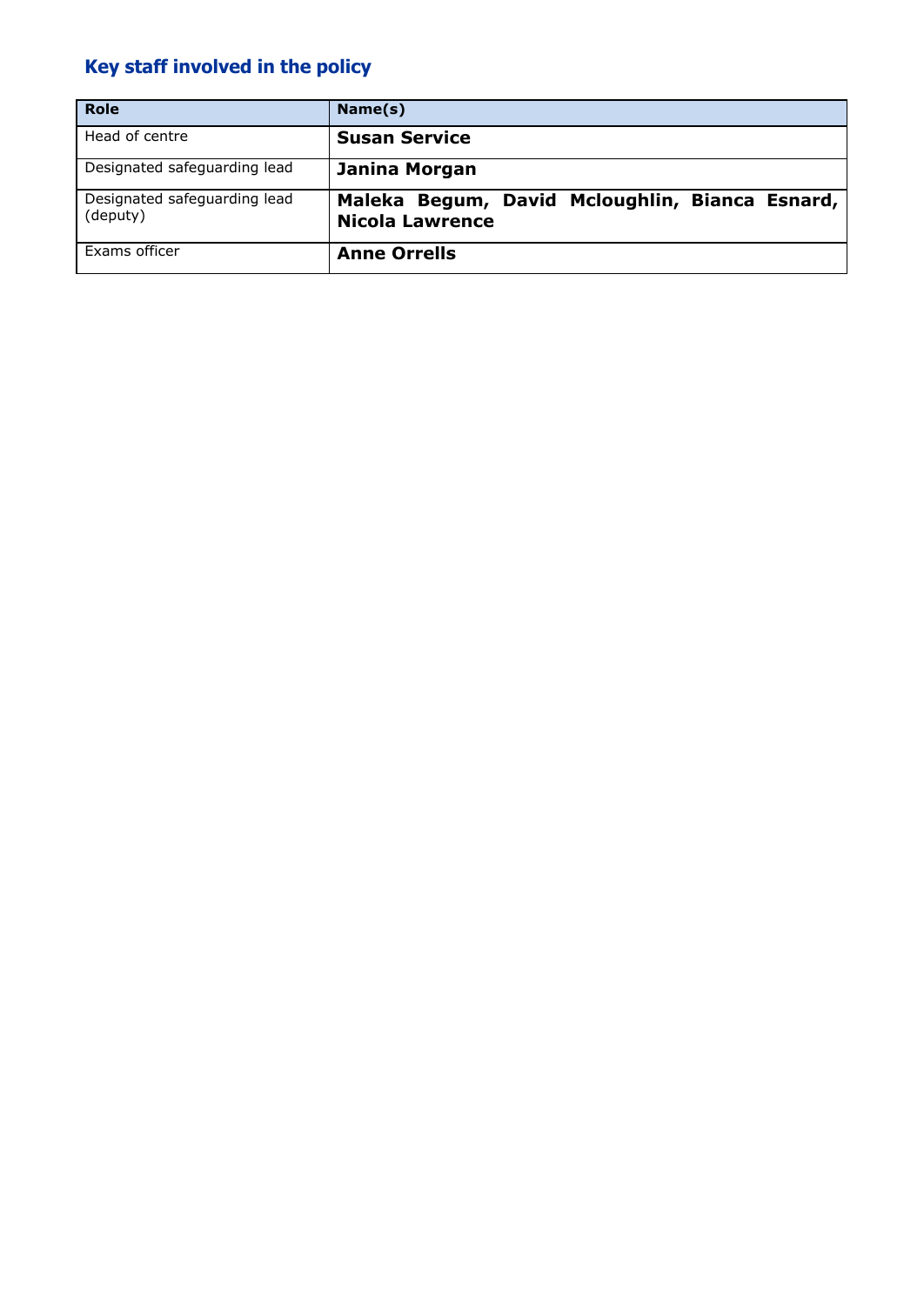## Key staff involved in the policy

| Role | Name(s) |
|---|---|
| Head of centre | **Susan Service** |
| Designated safeguarding lead | **Janina Morgan** |
| Designated safeguarding lead (deputy) | **Maleka Begum, David Mcloughlin, Bianca Esnard, Nicola Lawrence** |
| Exams officer | **Anne Orrells** |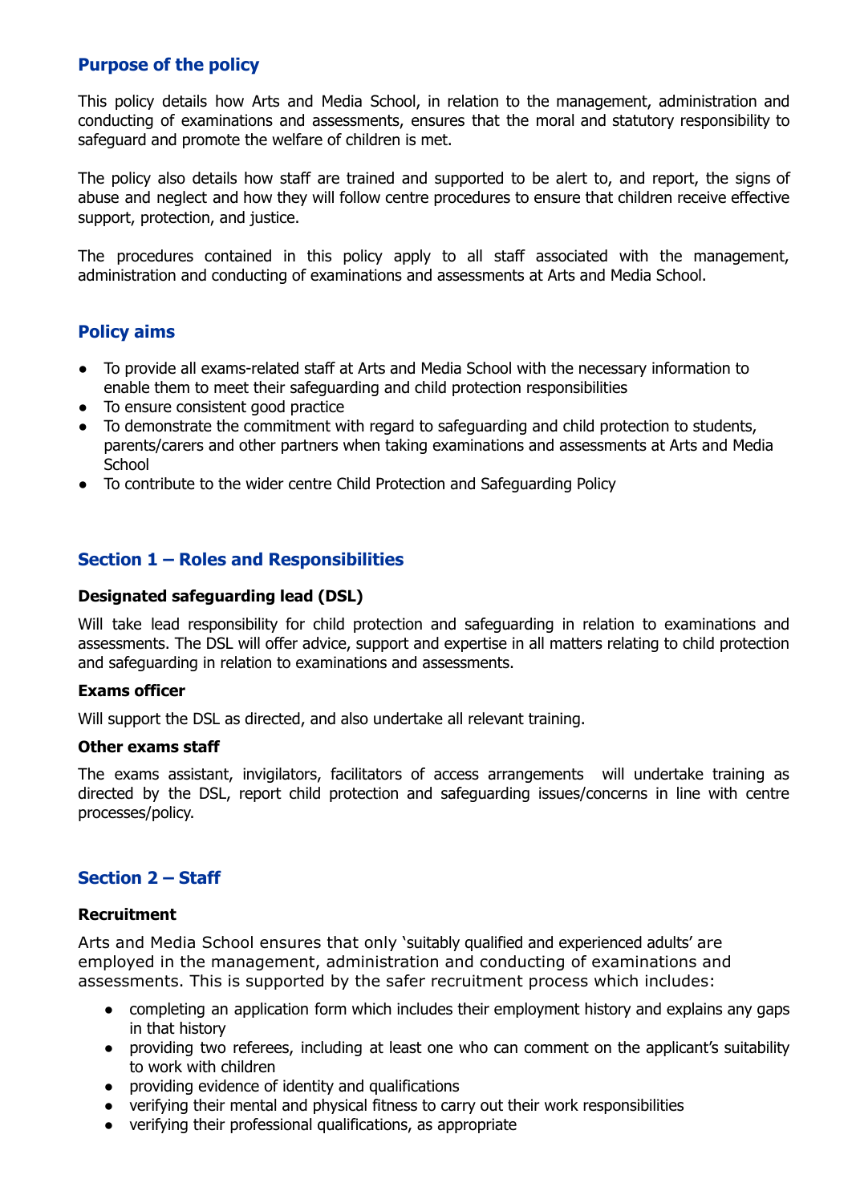## Purpose of the policy

This policy details how Arts and Media School, in relation to the management, administration and conducting of examinations and assessments, ensures that the moral and statutory responsibility to safeguard and promote the welfare of children is met.

The policy also details how staff are trained and supported to be alert to, and report, the signs of abuse and neglect and how they will follow centre procedures to ensure that children receive effective support, protection, and justice.

The procedures contained in this policy apply to all staff associated with the management, administration and conducting of examinations and assessments at Arts and Media School.

## Policy aims

- To provide all exams-related staff at Arts and Media School with the necessary information to enable them to meet their safeguarding and child protection responsibilities
- To ensure consistent good practice
- To demonstrate the commitment with regard to safeguarding and child protection to students, parents/carers and other partners when taking examinations and assessments at Arts and Media School
- To contribute to the wider centre Child Protection and Safeguarding Policy

## Section 1 – Roles and Responsibilities

### Designated safeguarding lead (DSL)

Will take lead responsibility for child protection and safeguarding in relation to examinations and assessments. The DSL will offer advice, support and expertise in all matters relating to child protection and safeguarding in relation to examinations and assessments.

### Exams officer

Will support the DSL as directed, and also undertake all relevant training.

### Other exams staff

The exams assistant, invigilators, facilitators of access arrangements will undertake training as directed by the DSL, report child protection and safeguarding issues/concerns in line with centre processes/policy.

## Section 2 – Staff

### Recruitment

Arts and Media School ensures that only 'suitably qualified and experienced adults' are employed in the management, administration and conducting of examinations and assessments. This is supported by the safer recruitment process which includes:

- completing an application form which includes their employment history and explains any gaps in that history
- providing two referees, including at least one who can comment on the applicant's suitability to work with children
- providing evidence of identity and qualifications
- verifying their mental and physical fitness to carry out their work responsibilities
- verifying their professional qualifications, as appropriate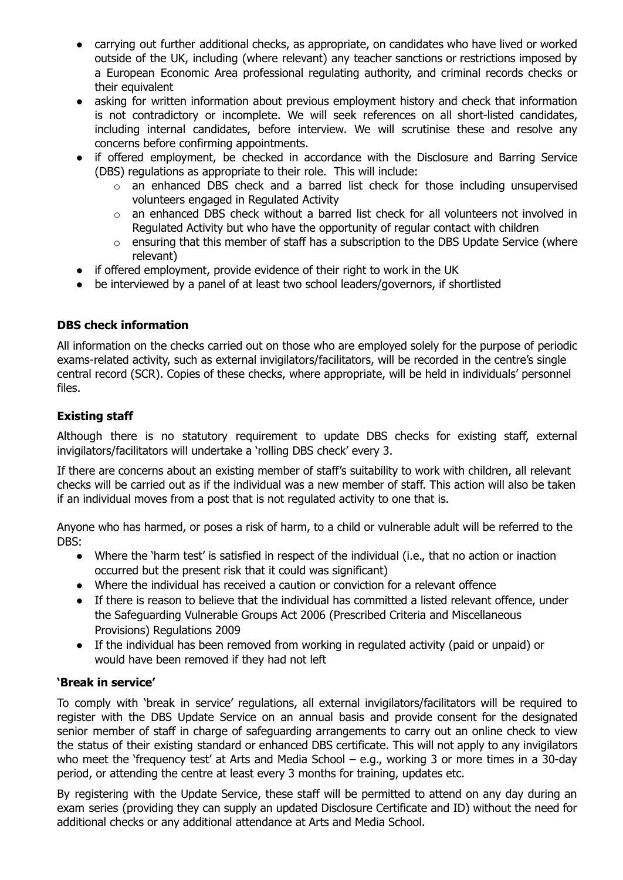- carrying out further additional checks, as appropriate, on candidates who have lived or worked outside of the UK, including (where relevant) any teacher sanctions or restrictions imposed by a European Economic Area professional regulating authority, and criminal records checks or their equivalent
- asking for written information about previous employment history and check that information is not contradictory or incomplete. We will seek references on all short-listed candidates, including internal candidates, before interview. We will scrutinise these and resolve any concerns before confirming appointments.
- if offered employment, be checked in accordance with the Disclosure and Barring Service (DBS) regulations as appropriate to their role. This will include:
    - an enhanced DBS check and a barred list check for those including unsupervised volunteers engaged in Regulated Activity
    - an enhanced DBS check without a barred list check for all volunteers not involved in Regulated Activity but who have the opportunity of regular contact with children
    - ensuring that this member of staff has a subscription to the DBS Update Service (where relevant)
- if offered employment, provide evidence of their right to work in the UK
- be interviewed by a panel of at least two school leaders/governors, if shortlisted

### DBS check information

All information on the checks carried out on those who are employed solely for the purpose of periodic exams-related activity, such as external invigilators/facilitators, will be recorded in the centre's single central record (SCR). Copies of these checks, where appropriate, will be held in individuals' personnel files.

### Existing staff

Although there is no statutory requirement to update DBS checks for existing staff, external invigilators/facilitators will undertake a 'rolling DBS check' every 3.

If there are concerns about an existing member of staff's suitability to work with children, all relevant checks will be carried out as if the individual was a new member of staff. This action will also be taken if an individual moves from a post that is not regulated activity to one that is.

Anyone who has harmed, or poses a risk of harm, to a child or vulnerable adult will be referred to the DBS:

- Where the 'harm test' is satisfied in respect of the individual (i.e., that no action or inaction occurred but the present risk that it could was significant)
- Where the individual has received a caution or conviction for a relevant offence
- If there is reason to believe that the individual has committed a listed relevant offence, under the Safeguarding Vulnerable Groups Act 2006 (Prescribed Criteria and Miscellaneous Provisions) Regulations 2009
- If the individual has been removed from working in regulated activity (paid or unpaid) or would have been removed if they had not left

### 'Break in service'

To comply with 'break in service' regulations, all external invigilators/facilitators will be required to register with the DBS Update Service on an annual basis and provide consent for the designated senior member of staff in charge of safeguarding arrangements to carry out an online check to view the status of their existing standard or enhanced DBS certificate. This will not apply to any invigilators who meet the 'frequency test' at Arts and Media School – e.g., working 3 or more times in a 30-day period, or attending the centre at least every 3 months for training, updates etc.

By registering with the Update Service, these staff will be permitted to attend on any day during an exam series (providing they can supply an updated Disclosure Certificate and ID) without the need for additional checks or any additional attendance at Arts and Media School.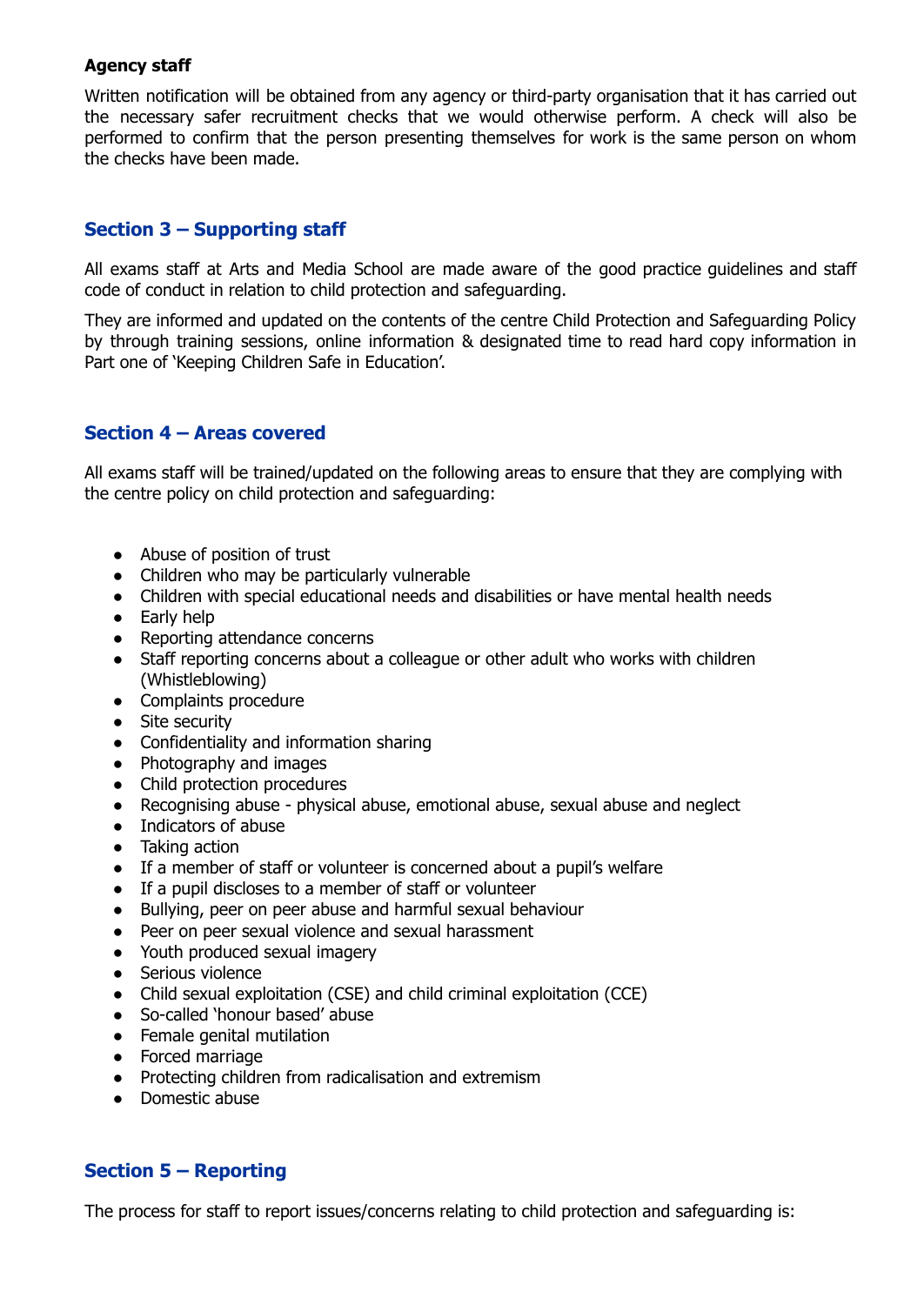**Agency staff**

Written notification will be obtained from any agency or third-party organisation that it has carried out the necessary safer recruitment checks that we would otherwise perform. A check will also be performed to confirm that the person presenting themselves for work is the same person on whom the checks have been made.

## Section 3 – Supporting staff

All exams staff at Arts and Media School are made aware of the good practice guidelines and staff code of conduct in relation to child protection and safeguarding.

They are informed and updated on the contents of the centre Child Protection and Safeguarding Policy by through training sessions, online information & designated time to read hard copy information in Part one of 'Keeping Children Safe in Education'.

## Section 4 – Areas covered

All exams staff will be trained/updated on the following areas to ensure that they are complying with the centre policy on child protection and safeguarding:

- Abuse of position of trust
- Children who may be particularly vulnerable
- Children with special educational needs and disabilities or have mental health needs
- Early help
- Reporting attendance concerns
- Staff reporting concerns about a colleague or other adult who works with children (Whistleblowing)
- Complaints procedure
- Site security
- Confidentiality and information sharing
- Photography and images
- Child protection procedures
- Recognising abuse - physical abuse, emotional abuse, sexual abuse and neglect
- Indicators of abuse
- Taking action
- If a member of staff or volunteer is concerned about a pupil's welfare
- If a pupil discloses to a member of staff or volunteer
- Bullying, peer on peer abuse and harmful sexual behaviour
- Peer on peer sexual violence and sexual harassment
- Youth produced sexual imagery
- Serious violence
- Child sexual exploitation (CSE) and child criminal exploitation (CCE)
- So-called 'honour based' abuse
- Female genital mutilation
- Forced marriage
- Protecting children from radicalisation and extremism
- Domestic abuse

## Section 5 – Reporting

The process for staff to report issues/concerns relating to child protection and safeguarding is: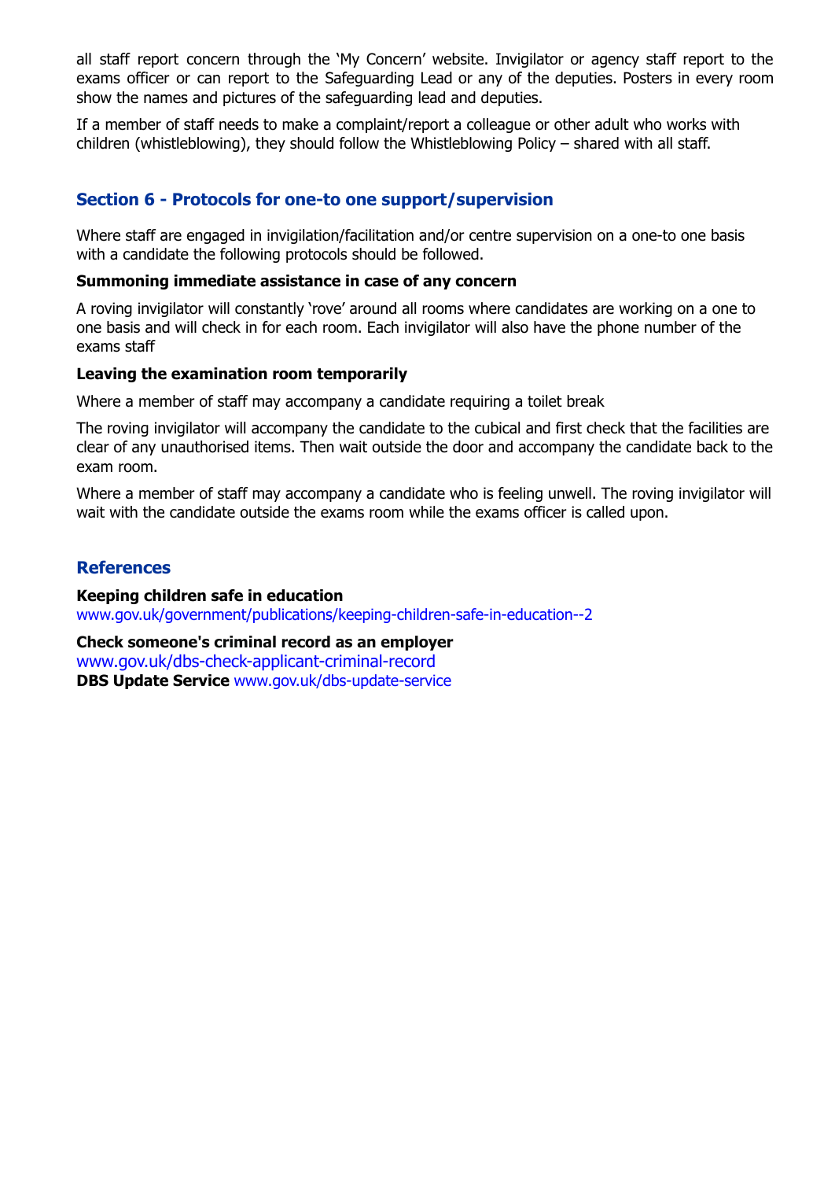all staff report concern through the 'My Concern' website. Invigilator or agency staff report to the exams officer or can report to the Safeguarding Lead or any of the deputies. Posters in every room show the names and pictures of the safeguarding lead and deputies.

If a member of staff needs to make a complaint/report a colleague or other adult who works with children (whistleblowing), they should follow the Whistleblowing Policy – shared with all staff.

## Section 6 - Protocols for one-to one support/supervision

Where staff are engaged in invigilation/facilitation and/or centre supervision on a one-to one basis with a candidate the following protocols should be followed.

**Summoning immediate assistance in case of any concern**

A roving invigilator will constantly 'rove' around all rooms where candidates are working on a one to one basis and will check in for each room. Each invigilator will also have the phone number of the exams staff

**Leaving the examination room temporarily**

Where a member of staff may accompany a candidate requiring a toilet break

The roving invigilator will accompany the candidate to the cubical and first check that the facilities are clear of any unauthorised items. Then wait outside the door and accompany the candidate back to the exam room.

Where a member of staff may accompany a candidate who is feeling unwell. The roving invigilator will wait with the candidate outside the exams room while the exams officer is called upon.

## References

**Keeping children safe in education**
www.gov.uk/government/publications/keeping-children-safe-in-education--2

**Check someone's criminal record as an employer**
www.gov.uk/dbs-check-applicant-criminal-record
**DBS Update Service** www.gov.uk/dbs-update-service